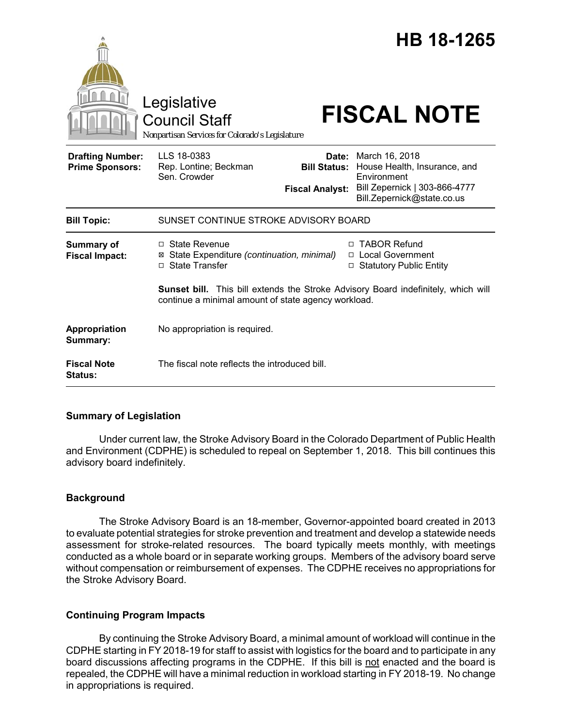# HB 18-1265

Legislative Council Staff

Nonpartisan Services for Colorado's Legislature

# FISCAL NOTE

| | | | |
|---|---|---|---|
| **Drafting Number:** | LLS 18-0383 | **Date:** | March 16, 2018 |
| **Prime Sponsors:** | Rep. Lontine; Beckman<br>Sen. Crowder | **Bill Status:** | House Health, Insurance, and Environment |
| | | **Fiscal Analyst:** | Bill Zepernick \| 303-866-4777<br>Bill.Zepernick@state.co.us |

| | |
|---|---|
| **Bill Topic:** | SUNSET CONTINUE STROKE ADVISORY BOARD |
| **Summary of Fiscal Impact:** | ☐ State Revenue<br>☒ State Expenditure *(continuation, minimal)*<br>☐ State Transfer<br>☐ TABOR Refund<br>☐ Local Government<br>☐ Statutory Public Entity<br><br>**Sunset bill.** This bill extends the Stroke Advisory Board indefinitely, which will continue a minimal amount of state agency workload. |
| **Appropriation Summary:** | No appropriation is required. |
| **Fiscal Note Status:** | The fiscal note reflects the introduced bill. |

## Summary of Legislation

Under current law, the Stroke Advisory Board in the Colorado Department of Public Health and Environment (CDPHE) is scheduled to repeal on September 1, 2018. This bill continues this advisory board indefinitely.

## Background

The Stroke Advisory Board is an 18-member, Governor-appointed board created in 2013 to evaluate potential strategies for stroke prevention and treatment and develop a statewide needs assessment for stroke-related resources. The board typically meets monthly, with meetings conducted as a whole board or in separate working groups. Members of the advisory board serve without compensation or reimbursement of expenses. The CDPHE receives no appropriations for the Stroke Advisory Board.

## Continuing Program Impacts

By continuing the Stroke Advisory Board, a minimal amount of workload will continue in the CDPHE starting in FY 2018-19 for staff to assist with logistics for the board and to participate in any board discussions affecting programs in the CDPHE. If this bill is not enacted and the board is repealed, the CDPHE will have a minimal reduction in workload starting in FY 2018-19. No change in appropriations is required.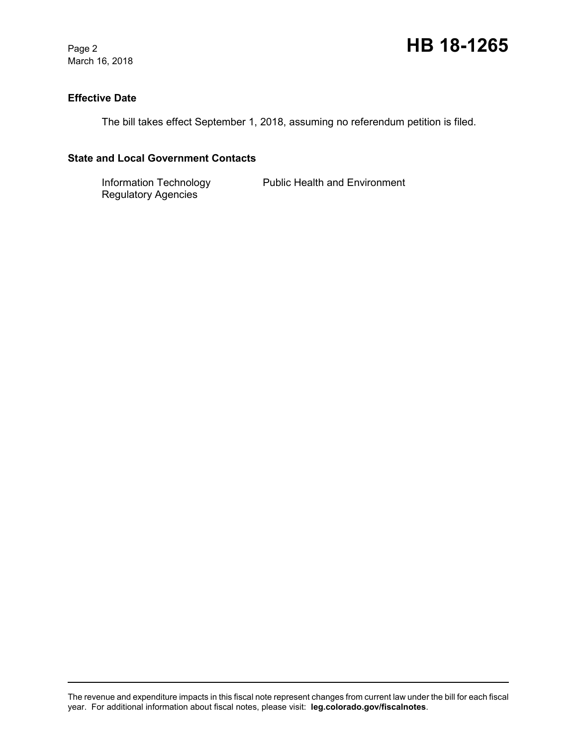**Effective Date**

The bill takes effect September 1, 2018, assuming no referendum petition is filed.

**State and Local Government Contacts**

Information Technology
Public Health and Environment
Regulatory Agencies

The revenue and expenditure impacts in this fiscal note represent changes from current law under the bill for each fiscal year. For additional information about fiscal notes, please visit: **leg.colorado.gov/fiscalnotes**.